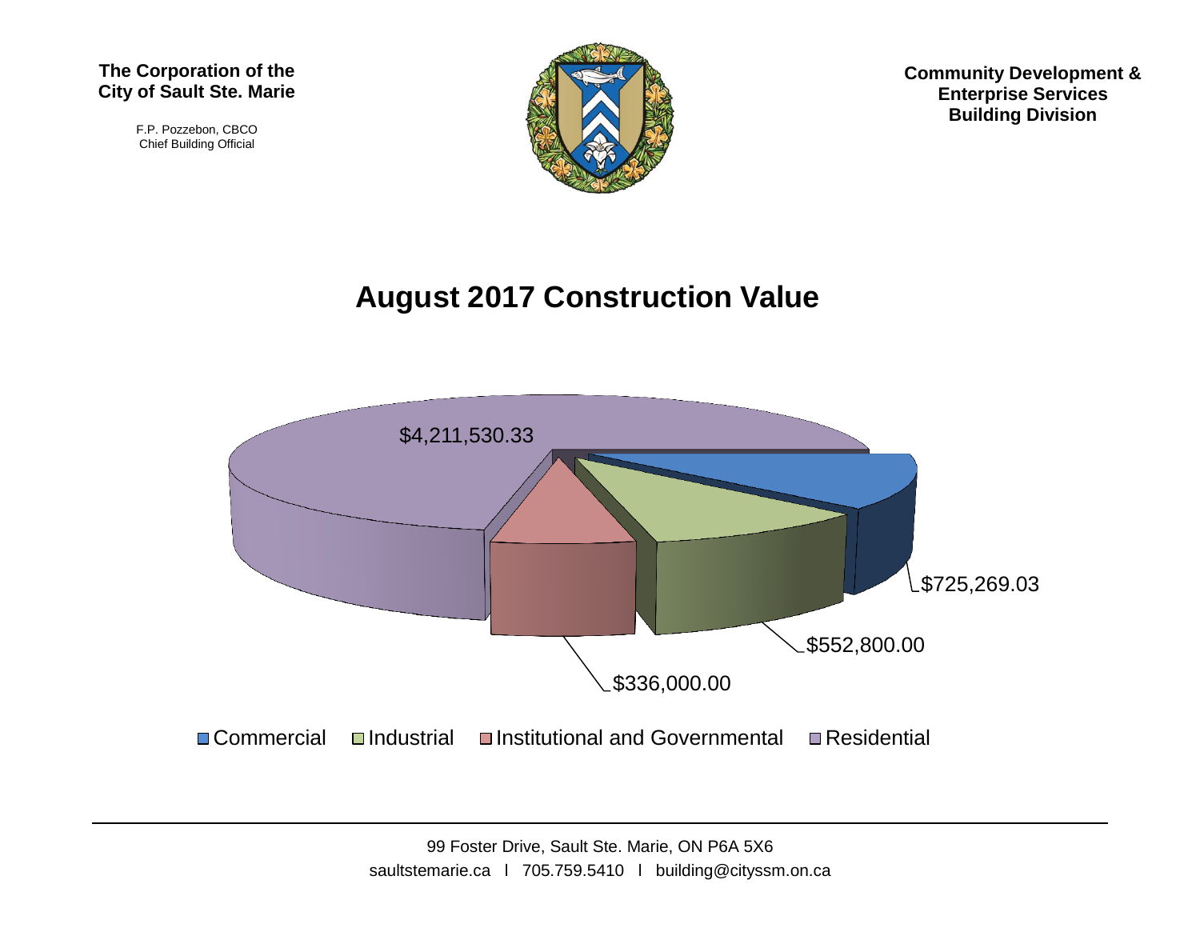**The Corporation of the City of Sault Ste. Marie**

F.P. Pozzebon, CBCO
Chief Building Official

**Community Development & Enterprise Services Building Division**

# August 2017 Construction Value

| Category | Value |
|---|---|
| Commercial | $725,269.03 |
| Industrial | $552,800.00 |
| Institutional and Governmental | $336,000.00 |
| Residential | $4,211,530.33 |

---

99 Foster Drive, Sault Ste. Marie, ON P6A 5X6
saultstemarie.ca l 705.759.5410 l building@cityssm.on.ca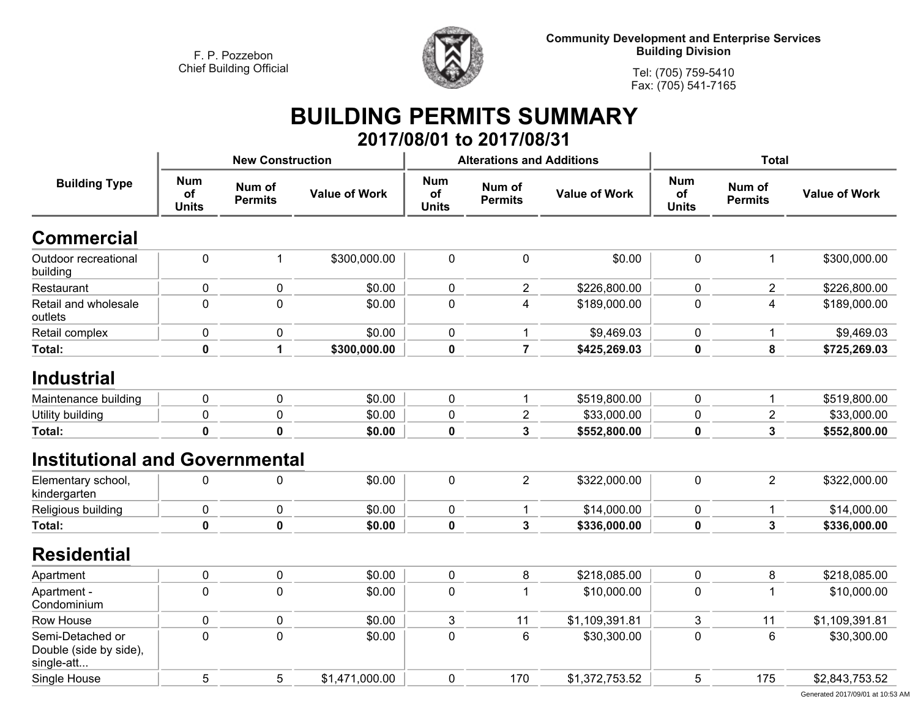F. P. Pozzebon
Chief Building Official

Community Development and Enterprise Services
Building Division

Tel: (705) 759-5410
Fax: (705) 541-7165

# BUILDING PERMITS SUMMARY

## 2017/08/01 to 2017/08/31

| Building Type | New Construction | | | Alterations and Additions | | | Total | | |
|---|---|---|---|---|---|---|---|---|---|
| | Num of Units | Num of Permits | Value of Work | Num of Units | Num of Permits | Value of Work | Num of Units | Num of Permits | Value of Work |
| **Commercial** | | | | | | | | | |
| Outdoor recreational building | 0 | 1 | $300,000.00 | 0 | 0 | $0.00 | 0 | 1 | $300,000.00 |
| Restaurant | 0 | 0 | $0.00 | 0 | 2 | $226,800.00 | 0 | 2 | $226,800.00 |
| Retail and wholesale outlets | 0 | 0 | $0.00 | 0 | 4 | $189,000.00 | 0 | 4 | $189,000.00 |
| Retail complex | 0 | 0 | $0.00 | 0 | 1 | $9,469.03 | 0 | 1 | $9,469.03 |
| **Total:** | **0** | **1** | **$300,000.00** | **0** | **7** | **$425,269.03** | **0** | **8** | **$725,269.03** |
| **Industrial** | | | | | | | | | |
| Maintenance building | 0 | 0 | $0.00 | 0 | 1 | $519,800.00 | 0 | 1 | $519,800.00 |
| Utility building | 0 | 0 | $0.00 | 0 | 2 | $33,000.00 | 0 | 2 | $33,000.00 |
| **Total:** | **0** | **0** | **$0.00** | **0** | **3** | **$552,800.00** | **0** | **3** | **$552,800.00** |
| **Institutional and Governmental** | | | | | | | | | |
| Elementary school, kindergarten | 0 | 0 | $0.00 | 0 | 2 | $322,000.00 | 0 | 2 | $322,000.00 |
| Religious building | 0 | 0 | $0.00 | 0 | 1 | $14,000.00 | 0 | 1 | $14,000.00 |
| **Total:** | **0** | **0** | **$0.00** | **0** | **3** | **$336,000.00** | **0** | **3** | **$336,000.00** |
| **Residential** | | | | | | | | | |
| Apartment | 0 | 0 | $0.00 | 0 | 8 | $218,085.00 | 0 | 8 | $218,085.00 |
| Apartment - Condominium | 0 | 0 | $0.00 | 0 | 1 | $10,000.00 | 0 | 1 | $10,000.00 |
| Row House | 0 | 0 | $0.00 | 3 | 11 | $1,109,391.81 | 3 | 11 | $1,109,391.81 |
| Semi-Detached or Double (side by side), single-att... | 0 | 0 | $0.00 | 0 | 6 | $30,300.00 | 0 | 6 | $30,300.00 |
| Single House | 5 | 5 | $1,471,000.00 | 0 | 170 | $1,372,753.52 | 5 | 175 | $2,843,753.52 |

Generated 2017/09/01 at 10:53 AM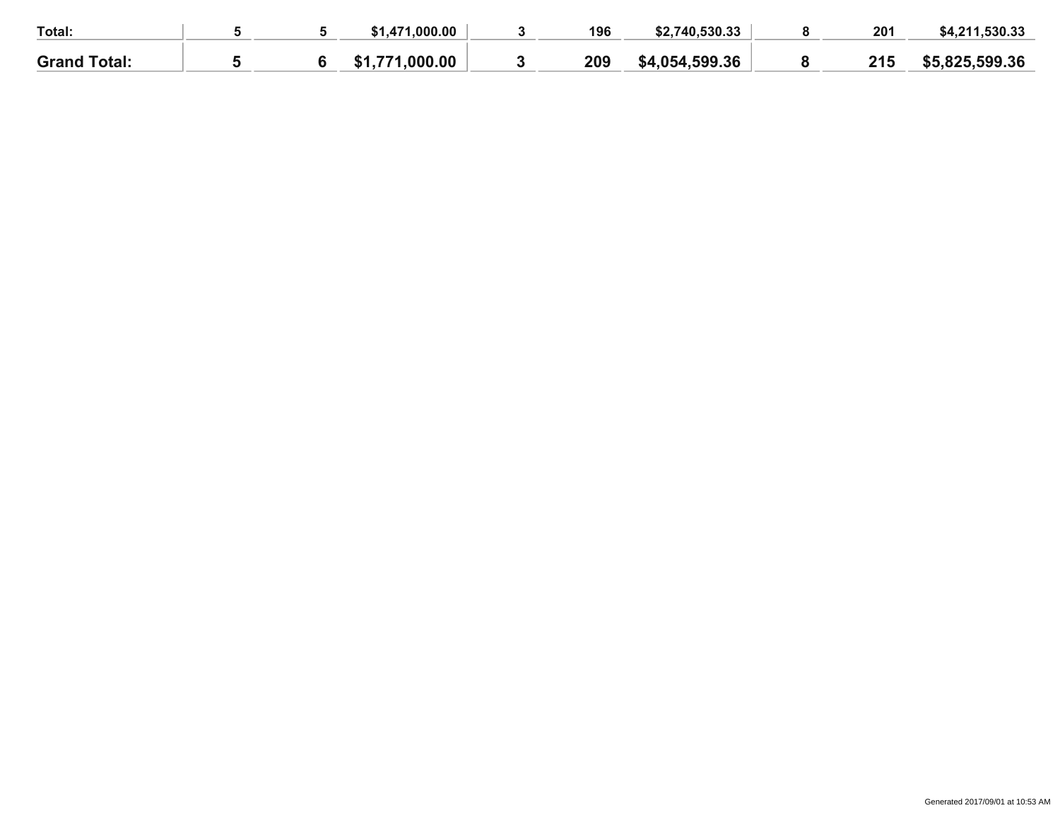| | | | | | | | | | |
|---|---|---|---|---|---|---|---|---|---|
| **Total:** | **5** | **5** | **$1,471,000.00** | **3** | **196** | **$2,740,530.33** | **8** | **201** | **$4,211,530.33** |
| **Grand Total:** | **5** | **6** | **$1,771,000.00** | **3** | **209** | **$4,054,599.36** | **8** | **215** | **$5,825,599.36** |

Generated 2017/09/01 at 10:53 AM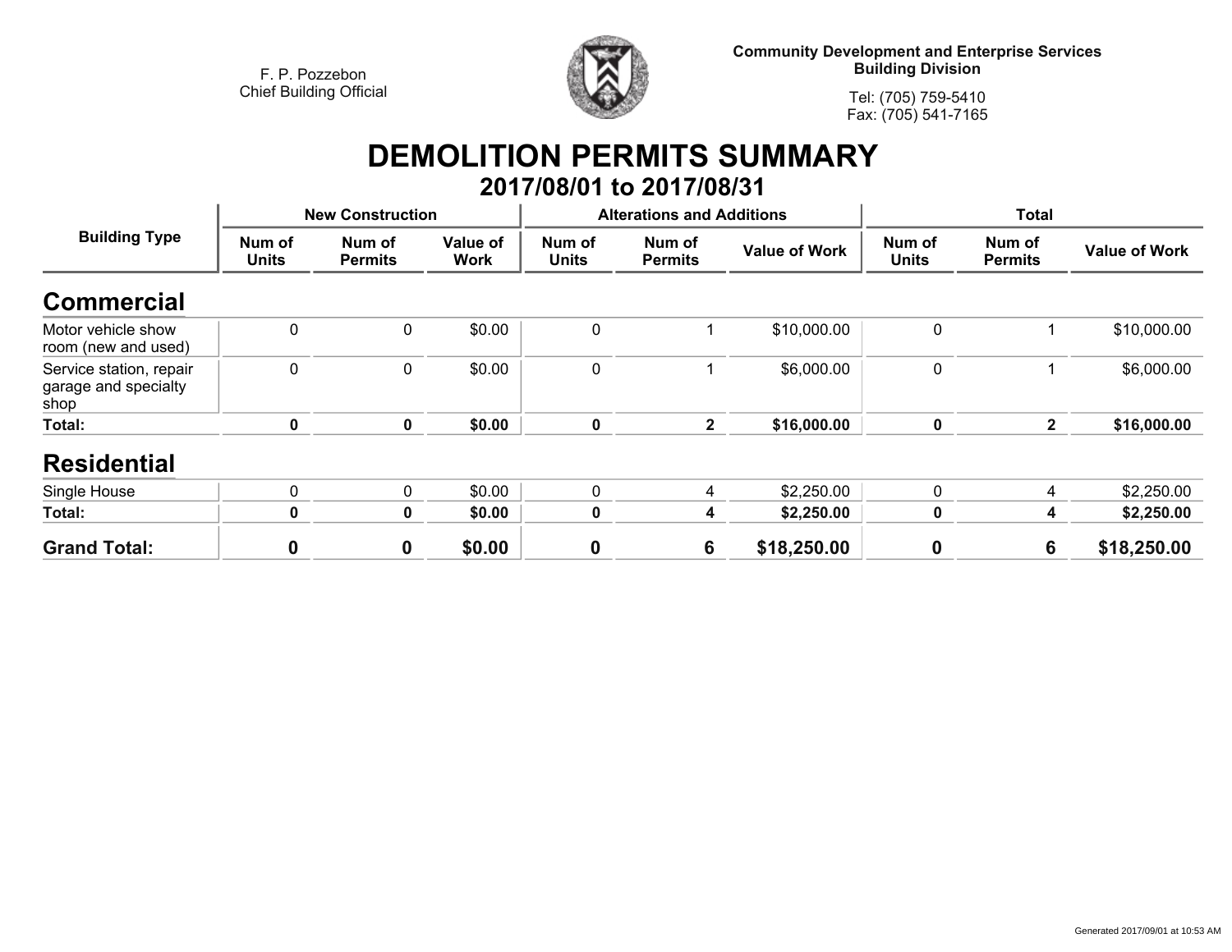F. P. Pozzebon
Chief Building Official

**Community Development and Enterprise Services**
**Building Division**

Tel: (705) 759-5410
Fax: (705) 541-7165

# DEMOLITION PERMITS SUMMARY

## 2017/08/01 to 2017/08/31

| Building Type | New Construction | | | Alterations and Additions | | | Total | | |
|---|---|---|---|---|---|---|---|---|---|
| | Num of Units | Num of Permits | Value of Work | Num of Units | Num of Permits | Value of Work | Num of Units | Num of Permits | Value of Work |
| **Commercial** | | | | | | | | | |
| Motor vehicle show room (new and used) | 0 | 0 | $0.00 | 0 | 1 | $10,000.00 | 0 | 1 | $10,000.00 |
| Service station, repair garage and specialty shop | 0 | 0 | $0.00 | 0 | 1 | $6,000.00 | 0 | 1 | $6,000.00 |
| **Total:** | **0** | **0** | **$0.00** | **0** | **2** | **$16,000.00** | **0** | **2** | **$16,000.00** |
| **Residential** | | | | | | | | | |
| Single House | 0 | 0 | $0.00 | 0 | 4 | $2,250.00 | 0 | 4 | $2,250.00 |
| **Total:** | **0** | **0** | **$0.00** | **0** | **4** | **$2,250.00** | **0** | **4** | **$2,250.00** |
| **Grand Total:** | **0** | **0** | **$0.00** | **0** | **6** | **$18,250.00** | **0** | **6** | **$18,250.00** |

Generated 2017/09/01 at 10:53 AM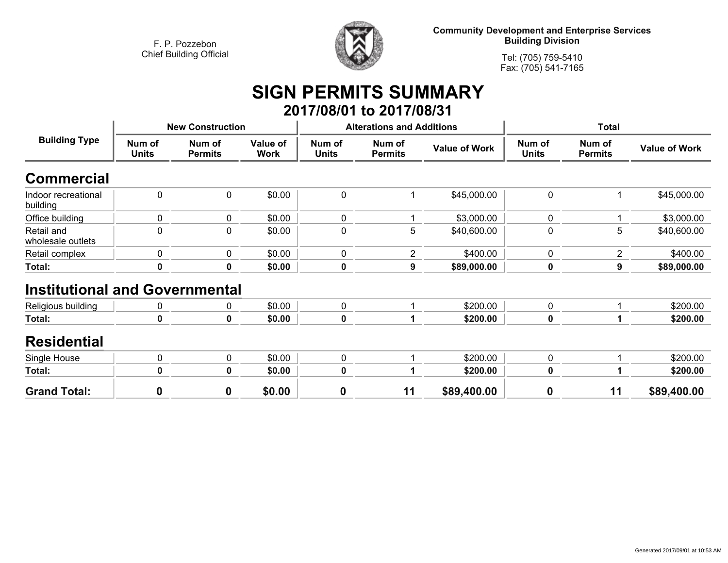F. P. Pozzebon
Chief Building Official

**Community Development and Enterprise Services**
**Building Division**

Tel: (705) 759-5410
Fax: (705) 541-7165

# SIGN PERMITS SUMMARY
## 2017/08/01 to 2017/08/31

| Building Type | New Construction | | | Alterations and Additions | | | Total | | |
|---|---|---|---|---|---|---|---|---|---|
| | Num of Units | Num of Permits | Value of Work | Num of Units | Num of Permits | Value of Work | Num of Units | Num of Permits | Value of Work |
| **Commercial** | | | | | | | | | |
| Indoor recreational building | 0 | 0 | $0.00 | 0 | 1 | $45,000.00 | 0 | 1 | $45,000.00 |
| Office building | 0 | 0 | $0.00 | 0 | 1 | $3,000.00 | 0 | 1 | $3,000.00 |
| Retail and wholesale outlets | 0 | 0 | $0.00 | 0 | 5 | $40,600.00 | 0 | 5 | $40,600.00 |
| Retail complex | 0 | 0 | $0.00 | 0 | 2 | $400.00 | 0 | 2 | $400.00 |
| **Total:** | **0** | **0** | **$0.00** | **0** | **9** | **$89,000.00** | **0** | **9** | **$89,000.00** |
| **Institutional and Governmental** | | | | | | | | | |
| Religious building | 0 | 0 | $0.00 | 0 | 1 | $200.00 | 0 | 1 | $200.00 |
| **Total:** | **0** | **0** | **$0.00** | **0** | **1** | **$200.00** | **0** | **1** | **$200.00** |
| **Residential** | | | | | | | | | |
| Single House | 0 | 0 | $0.00 | 0 | 1 | $200.00 | 0 | 1 | $200.00 |
| **Total:** | **0** | **0** | **$0.00** | **0** | **1** | **$200.00** | **0** | **1** | **$200.00** |
| **Grand Total:** | **0** | **0** | **$0.00** | **0** | **11** | **$89,400.00** | **0** | **11** | **$89,400.00** |

Generated 2017/09/01 at 10:53 AM